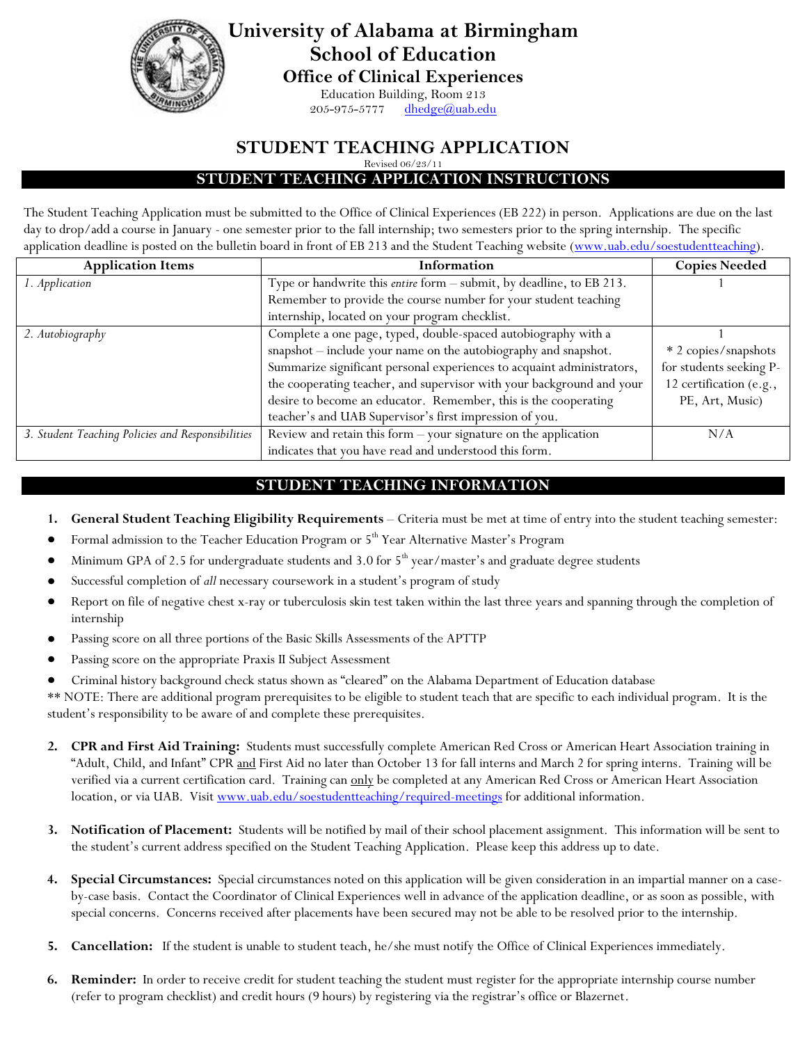# University of Alabama at Birmingham
## School of Education
### Office of Clinical Experiences

Education Building, Room 213
205-975-5777 dhedge@uab.edu

## STUDENT TEACHING APPLICATION

Revised 06/23/11

## STUDENT TEACHING APPLICATION INSTRUCTIONS

The Student Teaching Application must be submitted to the Office of Clinical Experiences (EB 222) in person. Applications are due on the last day to drop/add a course in January - one semester prior to the fall internship; two semesters prior to the spring internship. The specific application deadline is posted on the bulletin board in front of EB 213 and the Student Teaching website (www.uab.edu/soestudentteaching).

| Application Items | Information | Copies Needed |
|---|---|---|
| *1. Application* | Type or handwrite this *entire* form – submit, by deadline, to EB 213. Remember to provide the course number for your student teaching internship, located on your program checklist. | 1 |
| *2. Autobiography* | Complete a one page, typed, double-spaced autobiography with a snapshot – include your name on the autobiography and snapshot. Summarize significant personal experiences to acquaint administrators, the cooperating teacher, and supervisor with your background and your desire to become an educator. Remember, this is the cooperating teacher's and UAB Supervisor's first impression of you. | 1<br>* 2 copies/snapshots for students seeking P-12 certification (e.g., PE, Art, Music) |
| *3. Student Teaching Policies and Responsibilities* | Review and retain this form – your signature on the application indicates that you have read and understood this form. | N/A |

## STUDENT TEACHING INFORMATION

1. **General Student Teaching Eligibility Requirements** – Criteria must be met at time of entry into the student teaching semester:

- Formal admission to the Teacher Education Program or 5th Year Alternative Master's Program
- Minimum GPA of 2.5 for undergraduate students and 3.0 for 5th year/master's and graduate degree students
- Successful completion of *all* necessary coursework in a student's program of study
- Report on file of negative chest x-ray or tuberculosis skin test taken within the last three years and spanning through the completion of internship
- Passing score on all three portions of the Basic Skills Assessments of the APTTP
- Passing score on the appropriate Praxis II Subject Assessment
- Criminal history background check status shown as "cleared" on the Alabama Department of Education database

** NOTE: There are additional program prerequisites to be eligible to student teach that are specific to each individual program. It is the student's responsibility to be aware of and complete these prerequisites.

2. **CPR and First Aid Training:** Students must successfully complete American Red Cross or American Heart Association training in "Adult, Child, and Infant" CPR and First Aid no later than October 13 for fall interns and March 2 for spring interns. Training will be verified via a current certification card. Training can only be completed at any American Red Cross or American Heart Association location, or via UAB. Visit www.uab.edu/soestudentteaching/required-meetings for additional information.

3. **Notification of Placement:** Students will be notified by mail of their school placement assignment. This information will be sent to the student's current address specified on the Student Teaching Application. Please keep this address up to date.

4. **Special Circumstances:** Special circumstances noted on this application will be given consideration in an impartial manner on a case-by-case basis. Contact the Coordinator of Clinical Experiences well in advance of the application deadline, or as soon as possible, with special concerns. Concerns received after placements have been secured may not be able to be resolved prior to the internship.

5. **Cancellation:** If the student is unable to student teach, he/she must notify the Office of Clinical Experiences immediately.

6. **Reminder:** In order to receive credit for student teaching the student must register for the appropriate internship course number (refer to program checklist) and credit hours (9 hours) by registering via the registrar's office or Blazernet.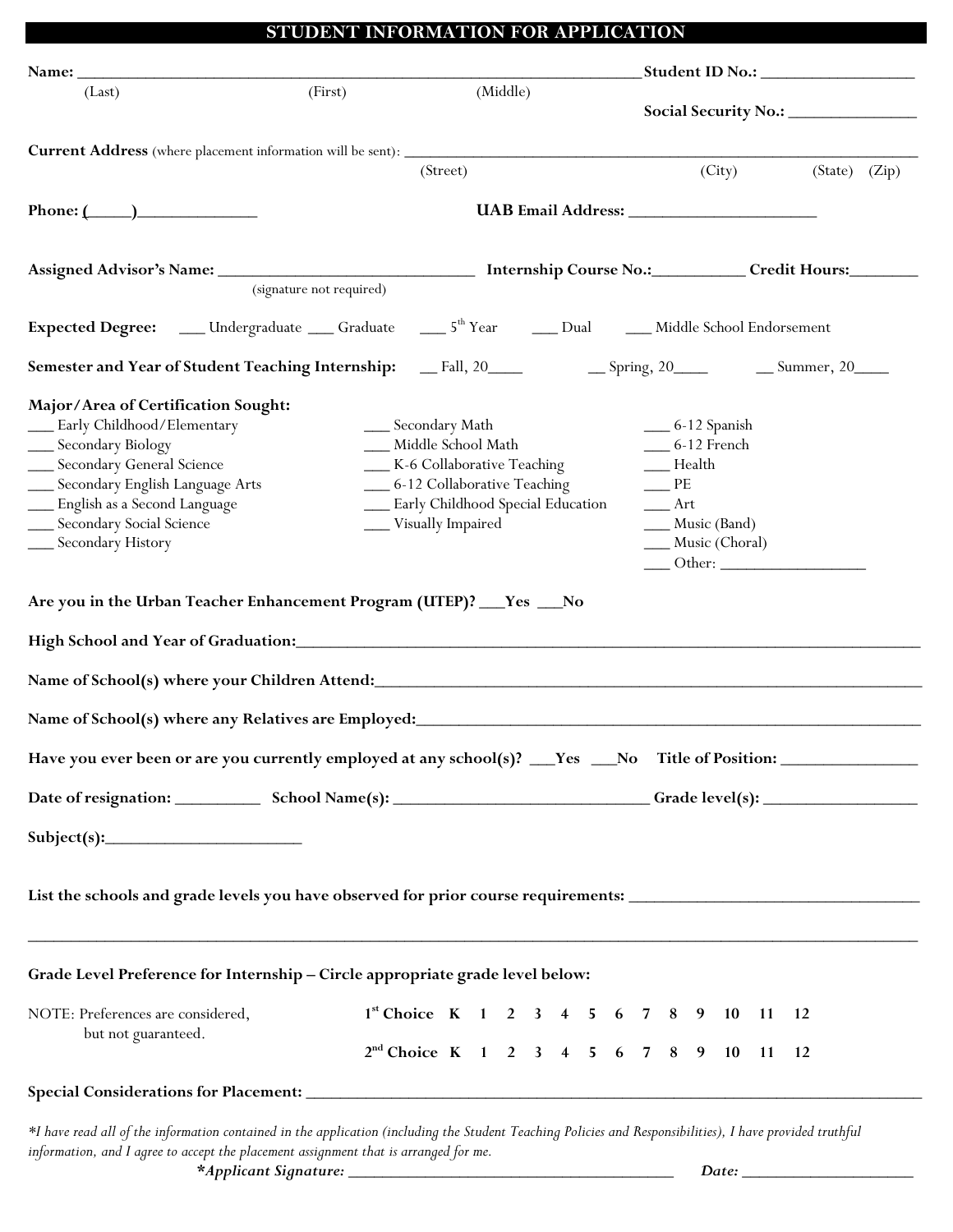# STUDENT INFORMATION FOR APPLICATION

**Name:** ____________________________________________________________ **Student ID No.:** _________________

(Last) (First) (Middle)

**Social Security No.:** ______________

**Current Address** (where placement information will be sent): ________________________________________________

(Street) (City) (State) (Zip)

**Phone: (_____)** _____________ **UAB Email Address:** ____________________

**Assigned Advisor's Name:** ___________________________ **Internship Course No.:** __________ **Credit Hours:** _______

(signature not required)

**Expected Degree:** ___ Undergraduate ___ Graduate ___ 5th Year ___ Dual ___ Middle School Endorsement

**Semester and Year of Student Teaching Internship:** __ Fall, 20____ __ Spring, 20____ __ Summer, 20____

**Major/Area of Certification Sought:**

- ___ Early Childhood/Elementary
- ___ Secondary Biology
- ___ Secondary General Science
- ___ Secondary English Language Arts
- ___ English as a Second Language
- ___ Secondary Social Science
- ___ Secondary History
- ___ Secondary Math
- ___ Middle School Math
- ___ K-6 Collaborative Teaching
- ___ 6-12 Collaborative Teaching
- ___ Early Childhood Special Education
- ___ Visually Impaired
- ___ 6-12 Spanish
- ___ 6-12 French
- ___ Health
- ___ PE
- ___ Art
- ___ Music (Band)
- ___ Music (Choral)
- ___ Other: ________________

**Are you in the Urban Teacher Enhancement Program (UTEP)? ___Yes ___No**

**High School and Year of Graduation:** ______________________________________________________

**Name of School(s) where your Children Attend:** _______________________________________________

**Name of School(s) where any Relatives are Employed:** ___________________________________________

**Have you ever been or are you currently employed at any school(s)? ___Yes ___No Title of Position:** ______________

**Date of resignation:** _________ **School Name(s):** ___________________________ **Grade level(s):** ________________

**Subject(s):** ______________________

**List the schools and grade levels you have observed for prior course requirements:** ______________________________

_____________________________________________________________________________________________

**Grade Level Preference for Internship – Circle appropriate grade level below:**

NOTE: Preferences are considered, but not guaranteed.

**1st Choice** K 1 2 3 4 5 6 7 8 9 10 11 12

**2nd Choice** K 1 2 3 4 5 6 7 8 9 10 11 12

**Special Considerations for Placement:** __________________________________________________________

*\*I have read all of the information contained in the application (including the Student Teaching Policies and Responsibilities), I have provided truthful information, and I agree to accept the placement assignment that is arranged for me.*

***\*Applicant Signature:*** ____________________________________ ***Date:*** ___________________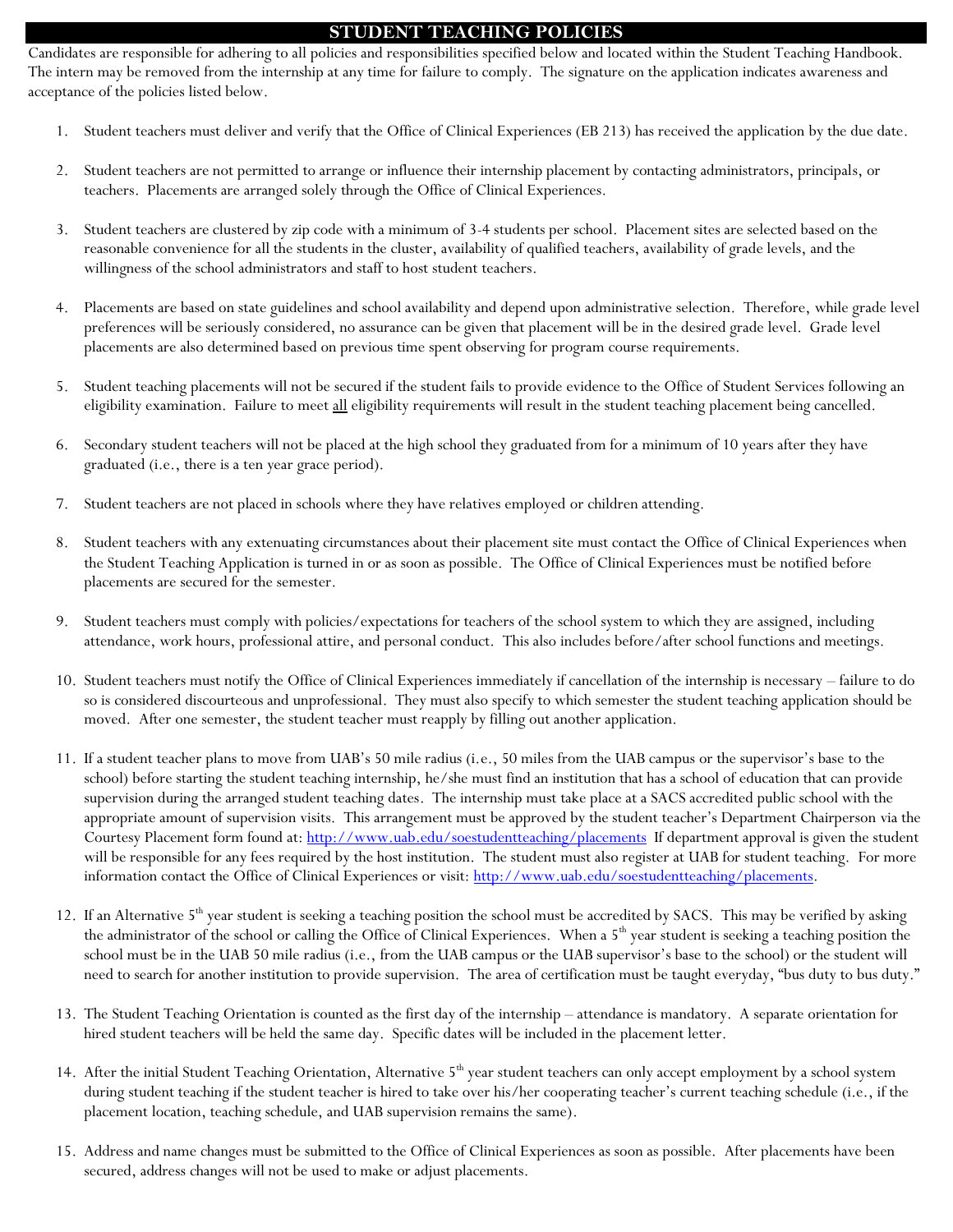# STUDENT TEACHING POLICIES

Candidates are responsible for adhering to all policies and responsibilities specified below and located within the Student Teaching Handbook. The intern may be removed from the internship at any time for failure to comply. The signature on the application indicates awareness and acceptance of the policies listed below.

1. Student teachers must deliver and verify that the Office of Clinical Experiences (EB 213) has received the application by the due date.

2. Student teachers are not permitted to arrange or influence their internship placement by contacting administrators, principals, or teachers. Placements are arranged solely through the Office of Clinical Experiences.

3. Student teachers are clustered by zip code with a minimum of 3-4 students per school. Placement sites are selected based on the reasonable convenience for all the students in the cluster, availability of qualified teachers, availability of grade levels, and the willingness of the school administrators and staff to host student teachers.

4. Placements are based on state guidelines and school availability and depend upon administrative selection. Therefore, while grade level preferences will be seriously considered, no assurance can be given that placement will be in the desired grade level. Grade level placements are also determined based on previous time spent observing for program course requirements.

5. Student teaching placements will not be secured if the student fails to provide evidence to the Office of Student Services following an eligibility examination. Failure to meet <u>all</u> eligibility requirements will result in the student teaching placement being cancelled.

6. Secondary student teachers will not be placed at the high school they graduated from for a minimum of 10 years after they have graduated (i.e., there is a ten year grace period).

7. Student teachers are not placed in schools where they have relatives employed or children attending.

8. Student teachers with any extenuating circumstances about their placement site must contact the Office of Clinical Experiences when the Student Teaching Application is turned in or as soon as possible. The Office of Clinical Experiences must be notified before placements are secured for the semester.

9. Student teachers must comply with policies/expectations for teachers of the school system to which they are assigned, including attendance, work hours, professional attire, and personal conduct. This also includes before/after school functions and meetings.

10. Student teachers must notify the Office of Clinical Experiences immediately if cancellation of the internship is necessary – failure to do so is considered discourteous and unprofessional. They must also specify to which semester the student teaching application should be moved. After one semester, the student teacher must reapply by filling out another application.

11. If a student teacher plans to move from UAB's 50 mile radius (i.e., 50 miles from the UAB campus or the supervisor's base to the school) before starting the student teaching internship, he/she must find an institution that has a school of education that can provide supervision during the arranged student teaching dates. The internship must take place at a SACS accredited public school with the appropriate amount of supervision visits. This arrangement must be approved by the student teacher's Department Chairperson via the Courtesy Placement form found at: [http://www.uab.edu/soestudentteaching/placements](http://www.uab.edu/soestudentteaching/placements) If department approval is given the student will be responsible for any fees required by the host institution. The student must also register at UAB for student teaching. For more information contact the Office of Clinical Experiences or visit: [http://www.uab.edu/soestudentteaching/placements](http://www.uab.edu/soestudentteaching/placements).

12. If an Alternative 5th year student is seeking a teaching position the school must be accredited by SACS. This may be verified by asking the administrator of the school or calling the Office of Clinical Experiences. When a 5th year student is seeking a teaching position the school must be in the UAB 50 mile radius (i.e., from the UAB campus or the UAB supervisor's base to the school) or the student will need to search for another institution to provide supervision. The area of certification must be taught everyday, "bus duty to bus duty."

13. The Student Teaching Orientation is counted as the first day of the internship – attendance is mandatory. A separate orientation for hired student teachers will be held the same day. Specific dates will be included in the placement letter.

14. After the initial Student Teaching Orientation, Alternative 5th year student teachers can only accept employment by a school system during student teaching if the student teacher is hired to take over his/her cooperating teacher's current teaching schedule (i.e., if the placement location, teaching schedule, and UAB supervision remains the same).

15. Address and name changes must be submitted to the Office of Clinical Experiences as soon as possible. After placements have been secured, address changes will not be used to make or adjust placements.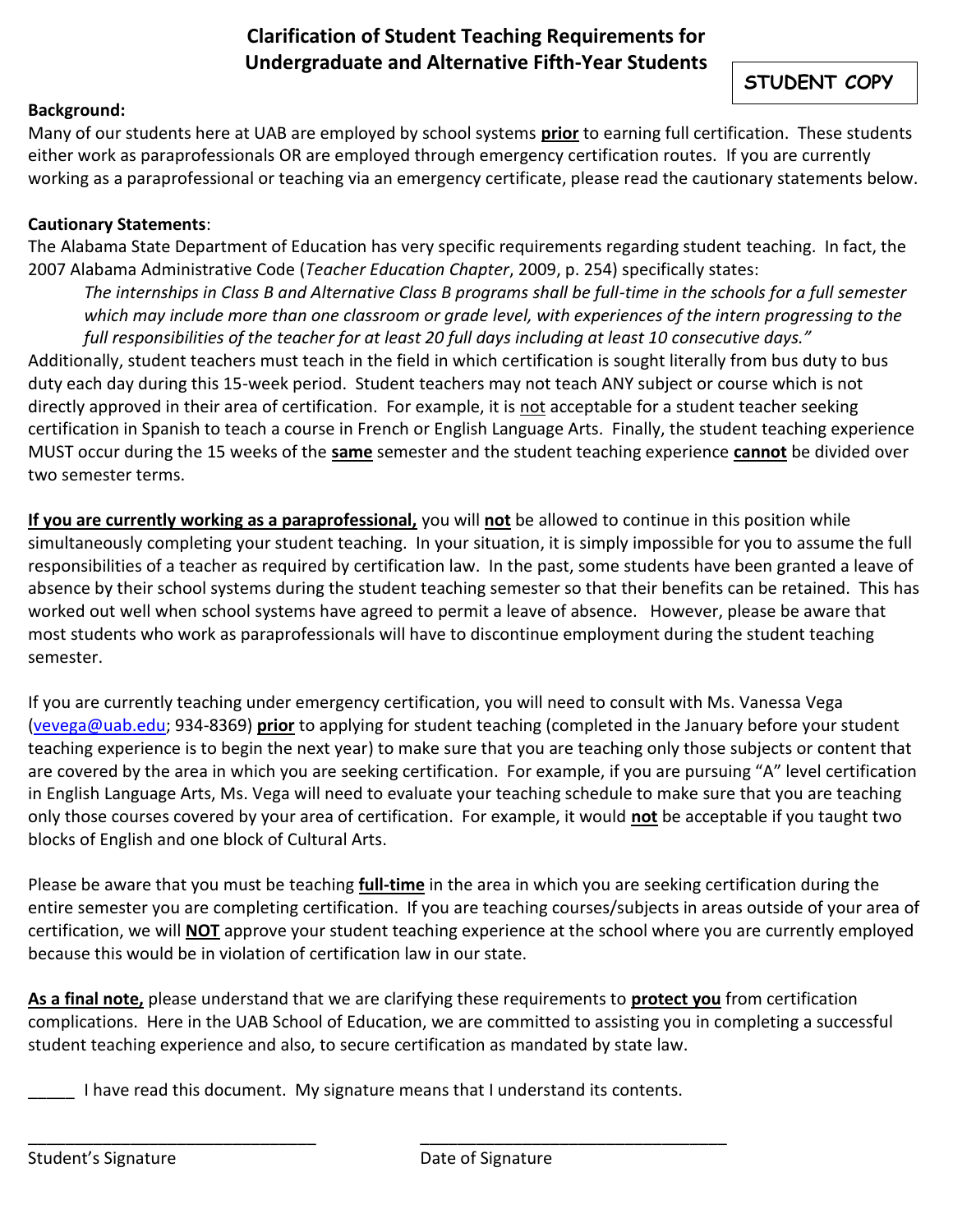# Clarification of Student Teaching Requirements for Undergraduate and Alternative Fifth-Year Students

**STUDENT COPY**

**Background:**

Many of our students here at UAB are employed by school systems **prior** to earning full certification. These students either work as paraprofessionals OR are employed through emergency certification routes. If you are currently working as a paraprofessional or teaching via an emergency certificate, please read the cautionary statements below.

**Cautionary Statements**:

The Alabama State Department of Education has very specific requirements regarding student teaching. In fact, the 2007 Alabama Administrative Code (*Teacher Education Chapter*, 2009, p. 254) specifically states:

> *The internships in Class B and Alternative Class B programs shall be full-time in the schools for a full semester which may include more than one classroom or grade level, with experiences of the intern progressing to the full responsibilities of the teacher for at least 20 full days including at least 10 consecutive days."*

Additionally, student teachers must teach in the field in which certification is sought literally from bus duty to bus duty each day during this 15-week period. Student teachers may not teach ANY subject or course which is not directly approved in their area of certification. For example, it is not acceptable for a student teacher seeking certification in Spanish to teach a course in French or English Language Arts. Finally, the student teaching experience MUST occur during the 15 weeks of the **same** semester and the student teaching experience **cannot** be divided over two semester terms.

**If you are currently working as a paraprofessional,** you will **not** be allowed to continue in this position while simultaneously completing your student teaching. In your situation, it is simply impossible for you to assume the full responsibilities of a teacher as required by certification law. In the past, some students have been granted a leave of absence by their school systems during the student teaching semester so that their benefits can be retained. This has worked out well when school systems have agreed to permit a leave of absence. However, please be aware that most students who work as paraprofessionals will have to discontinue employment during the student teaching semester.

If you are currently teaching under emergency certification, you will need to consult with Ms. Vanessa Vega (vevega@uab.edu; 934-8369) **prior** to applying for student teaching (completed in the January before your student teaching experience is to begin the next year) to make sure that you are teaching only those subjects or content that are covered by the area in which you are seeking certification. For example, if you are pursuing "A" level certification in English Language Arts, Ms. Vega will need to evaluate your teaching schedule to make sure that you are teaching only those courses covered by your area of certification. For example, it would **not** be acceptable if you taught two blocks of English and one block of Cultural Arts.

Please be aware that you must be teaching **full-time** in the area in which you are seeking certification during the entire semester you are completing certification. If you are teaching courses/subjects in areas outside of your area of certification, we will **NOT** approve your student teaching experience at the school where you are currently employed because this would be in violation of certification law in our state.

**As a final note,** please understand that we are clarifying these requirements to **protect you** from certification complications. Here in the UAB School of Education, we are committed to assisting you in completing a successful student teaching experience and also, to secure certification as mandated by state law.

_____ I have read this document. My signature means that I understand its contents.

________________________________ ________________________________

Student's Signature Date of Signature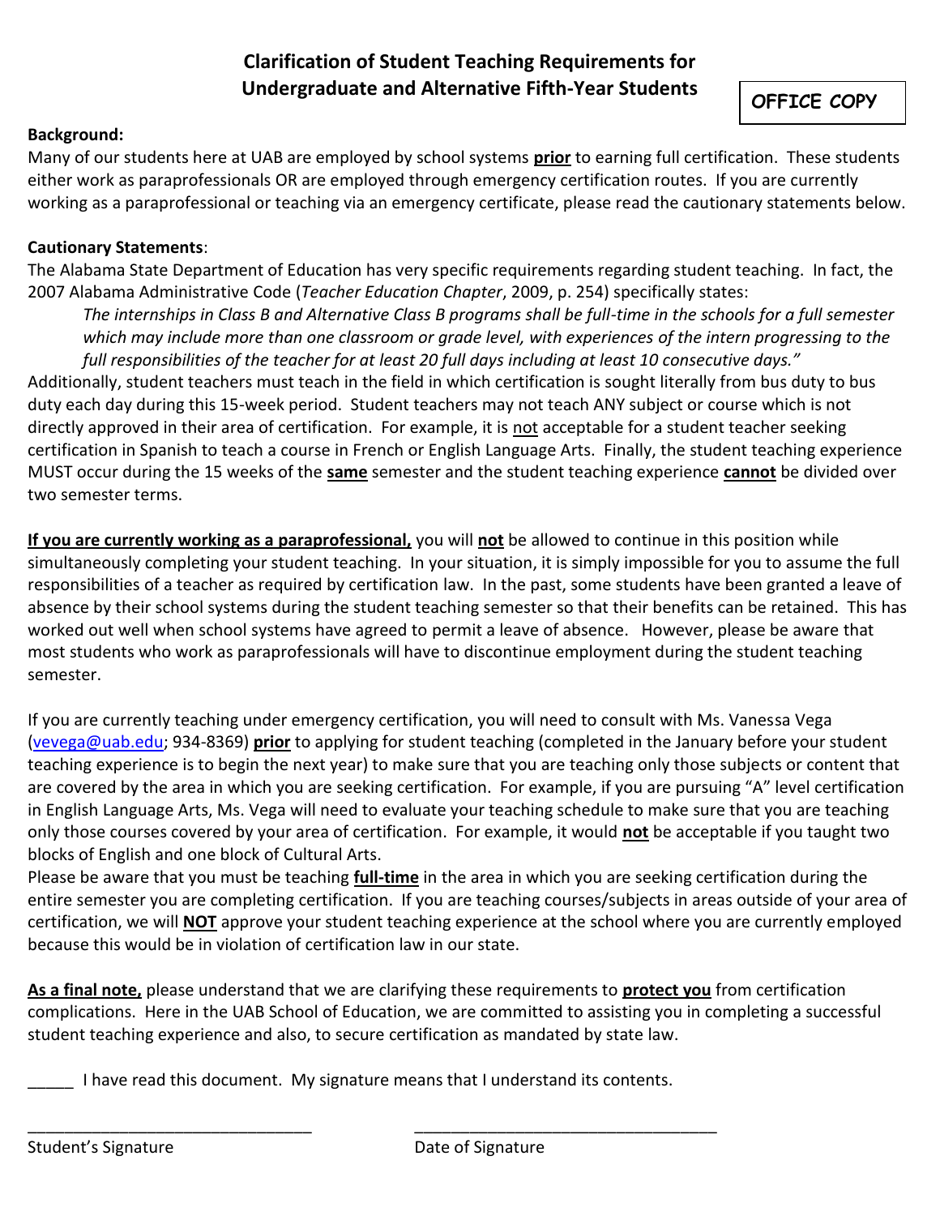# Clarification of Student Teaching Requirements for Undergraduate and Alternative Fifth-Year Students

**OFFICE COPY**

**Background:**
Many of our students here at UAB are employed by school systems **prior** to earning full certification. These students either work as paraprofessionals OR are employed through emergency certification routes. If you are currently working as a paraprofessional or teaching via an emergency certificate, please read the cautionary statements below.

**Cautionary Statements**:
The Alabama State Department of Education has very specific requirements regarding student teaching. In fact, the 2007 Alabama Administrative Code (*Teacher Education Chapter*, 2009, p. 254) specifically states:

> *The internships in Class B and Alternative Class B programs shall be full-time in the schools for a full semester which may include more than one classroom or grade level, with experiences of the intern progressing to the full responsibilities of the teacher for at least 20 full days including at least 10 consecutive days."*

Additionally, student teachers must teach in the field in which certification is sought literally from bus duty to bus duty each day during this 15-week period. Student teachers may not teach ANY subject or course which is not directly approved in their area of certification. For example, it is not acceptable for a student teacher seeking certification in Spanish to teach a course in French or English Language Arts. Finally, the student teaching experience MUST occur during the 15 weeks of the **same** semester and the student teaching experience **cannot** be divided over two semester terms.

**If you are currently working as a paraprofessional,** you will **not** be allowed to continue in this position while simultaneously completing your student teaching. In your situation, it is simply impossible for you to assume the full responsibilities of a teacher as required by certification law. In the past, some students have been granted a leave of absence by their school systems during the student teaching semester so that their benefits can be retained. This has worked out well when school systems have agreed to permit a leave of absence. However, please be aware that most students who work as paraprofessionals will have to discontinue employment during the student teaching semester.

If you are currently teaching under emergency certification, you will need to consult with Ms. Vanessa Vega (vevega@uab.edu; 934-8369) **prior** to applying for student teaching (completed in the January before your student teaching experience is to begin the next year) to make sure that you are teaching only those subjects or content that are covered by the area in which you are seeking certification. For example, if you are pursuing "A" level certification in English Language Arts, Ms. Vega will need to evaluate your teaching schedule to make sure that you are teaching only those courses covered by your area of certification. For example, it would **not** be acceptable if you taught two blocks of English and one block of Cultural Arts.

Please be aware that you must be teaching **full-time** in the area in which you are seeking certification during the entire semester you are completing certification. If you are teaching courses/subjects in areas outside of your area of certification, we will **NOT** approve your student teaching experience at the school where you are currently employed because this would be in violation of certification law in our state.

**As a final note,** please understand that we are clarifying these requirements to **protect you** from certification complications. Here in the UAB School of Education, we are committed to assisting you in completing a successful student teaching experience and also, to secure certification as mandated by state law.

_____ I have read this document. My signature means that I understand its contents.

_______________________________ &nbsp;&nbsp;&nbsp;&nbsp; _________________________________

Student's Signature &nbsp;&nbsp;&nbsp;&nbsp; Date of Signature